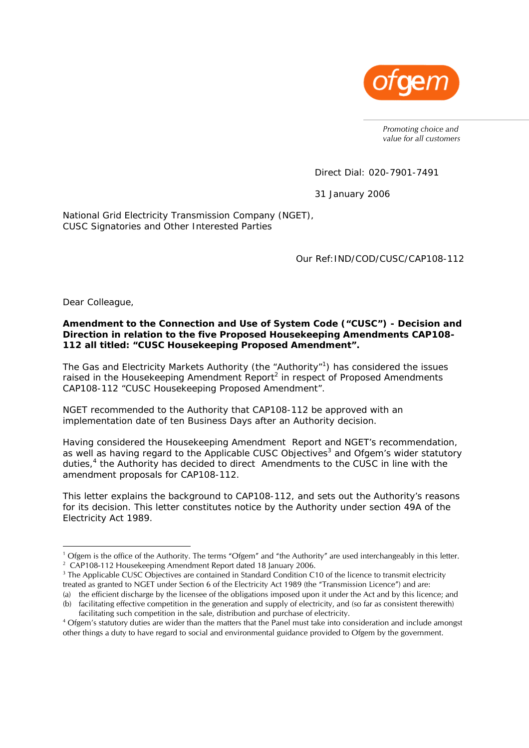ofgem

*Promoting choice and value for all customers*

Direct Dial: 020-7901-7491

31 January 2006

National Grid Electricity Transmission Company (NGET),
CUSC Signatories and Other Interested Parties

Our Ref:IND/COD/CUSC/CAP108-112

Dear Colleague,

**Amendment to the Connection and Use of System Code ("CUSC") - Decision and Direction in relation to the five Proposed Housekeeping Amendments CAP108-112 all titled: "CUSC Housekeeping Proposed Amendment".**

The Gas and Electricity Markets Authority (the "Authority"[1]) has considered the issues raised in the Housekeeping Amendment Report[2] in respect of Proposed Amendments CAP108-112 "CUSC Housekeeping Proposed Amendment".

NGET recommended to the Authority that CAP108-112 be approved with an implementation date of ten Business Days after an Authority decision.

Having considered the Housekeeping Amendment Report and NGET's recommendation, as well as having regard to the Applicable CUSC Objectives[3] and Ofgem's wider statutory duties,[4] the Authority has decided to direct Amendments to the CUSC in line with the amendment proposals for CAP108-112.

This letter explains the background to CAP108-112, and sets out the Authority's reasons for its decision. This letter constitutes notice by the Authority under section 49A of the Electricity Act 1989.

---

[1] Ofgem is the office of the Authority. The terms "Ofgem" and "the Authority" are used interchangeably in this letter.

[2] CAP108-112 Housekeeping Amendment Report dated 18 January 2006.

[3] The Applicable CUSC Objectives are contained in Standard Condition C10 of the licence to transmit electricity treated as granted to NGET under Section 6 of the Electricity Act 1989 (the "Transmission Licence") and are:

(a) the efficient discharge by the licensee of the obligations imposed upon it under the Act and by this licence; and

(b) facilitating effective competition in the generation and supply of electricity, and (so far as consistent therewith) facilitating such competition in the sale, distribution and purchase of electricity.

[4] Ofgem's statutory duties are wider than the matters that the Panel must take into consideration and include amongst other things a duty to have regard to social and environmental guidance provided to Ofgem by the government.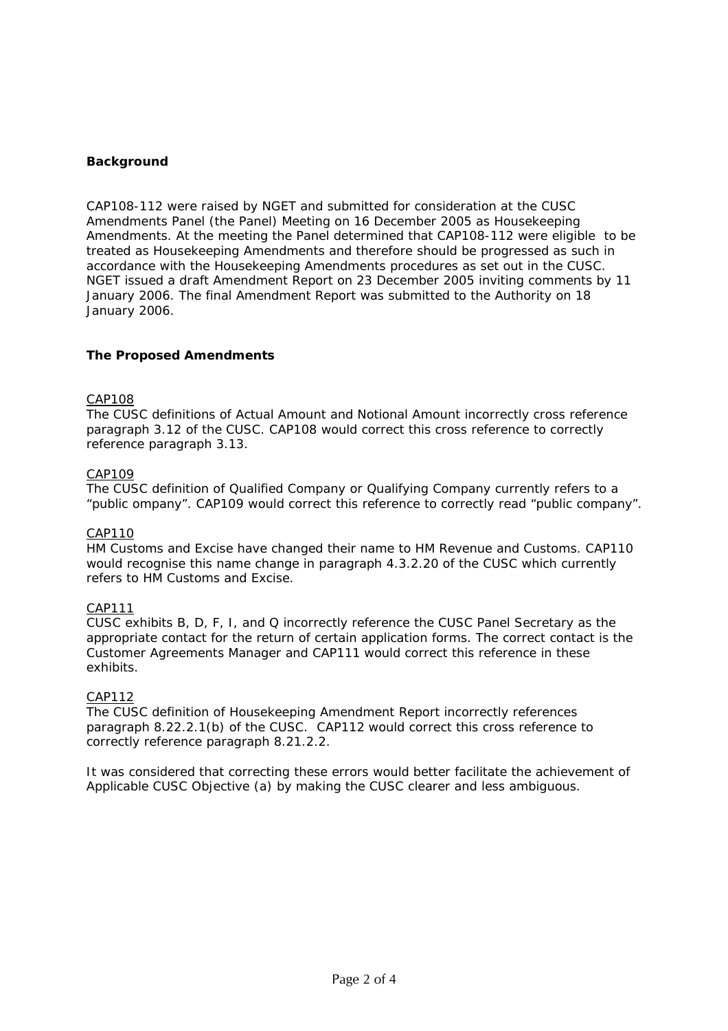**Background**

CAP108-112 were raised by NGET and submitted for consideration at the CUSC Amendments Panel (the Panel) Meeting on 16 December 2005 as Housekeeping Amendments. At the meeting the Panel determined that CAP108-112 were eligible to be treated as Housekeeping Amendments and therefore should be progressed as such in accordance with the Housekeeping Amendments procedures as set out in the CUSC. NGET issued a draft Amendment Report on 23 December 2005 inviting comments by 11 January 2006. The final Amendment Report was submitted to the Authority on 18 January 2006.

**The Proposed Amendments**

CAP108
The CUSC definitions of Actual Amount and Notional Amount incorrectly cross reference paragraph 3.12 of the CUSC. CAP108 would correct this cross reference to correctly reference paragraph 3.13.

CAP109
The CUSC definition of Qualified Company or Qualifying Company currently refers to a "public ompany". CAP109 would correct this reference to correctly read "public company".

CAP110
HM Customs and Excise have changed their name to HM Revenue and Customs. CAP110 would recognise this name change in paragraph 4.3.2.20 of the CUSC which currently refers to HM Customs and Excise.

CAP111
CUSC exhibits B, D, F, I, and Q incorrectly reference the CUSC Panel Secretary as the appropriate contact for the return of certain application forms. The correct contact is the Customer Agreements Manager and CAP111 would correct this reference in these exhibits.

CAP112
The CUSC definition of Housekeeping Amendment Report incorrectly references paragraph 8.22.2.1(b) of the CUSC. CAP112 would correct this cross reference to correctly reference paragraph 8.21.2.2.

It was considered that correcting these errors would better facilitate the achievement of Applicable CUSC Objective (a) by making the CUSC clearer and less ambiguous.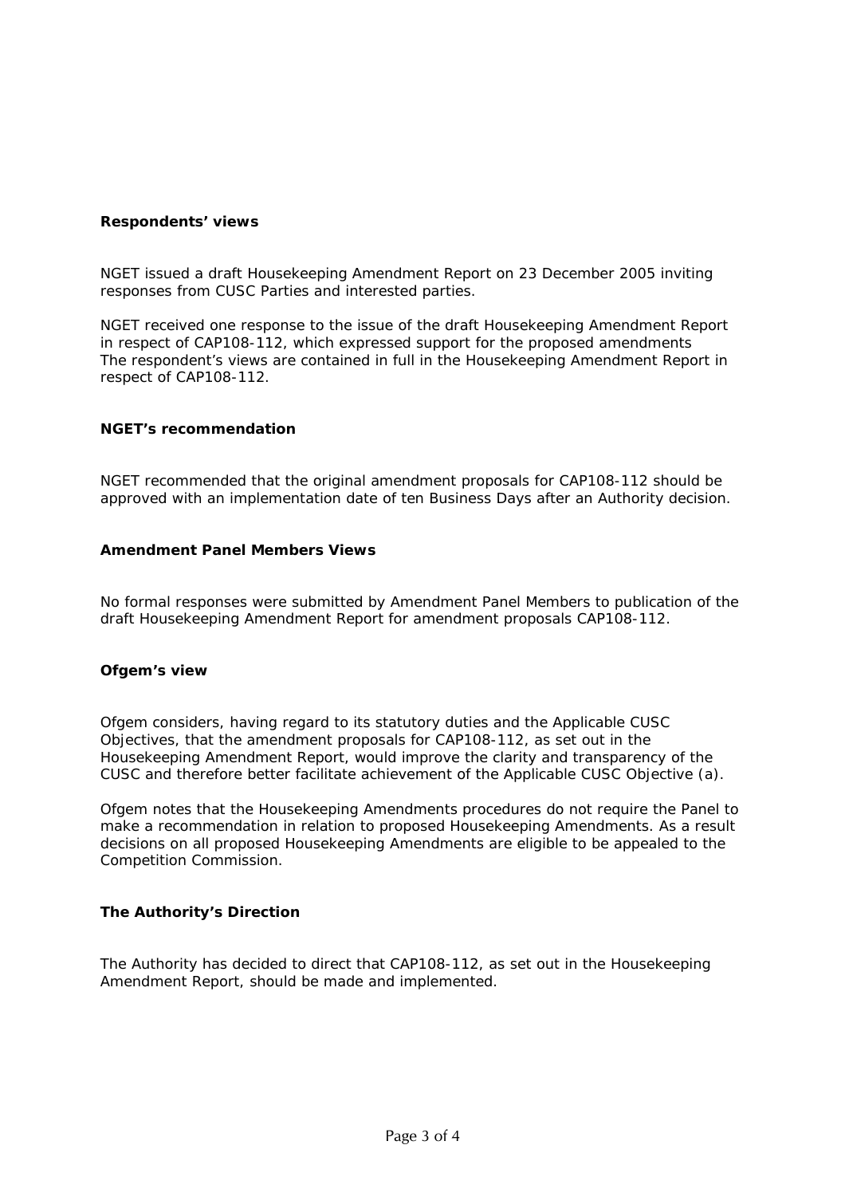**Respondents' views**

NGET issued a draft Housekeeping Amendment Report on 23 December 2005 inviting responses from CUSC Parties and interested parties.

NGET received one response to the issue of the draft Housekeeping Amendment Report in respect of CAP108-112, which expressed support for the proposed amendments The respondent's views are contained in full in the Housekeeping Amendment Report in respect of CAP108-112.

**NGET's recommendation**

NGET recommended that the original amendment proposals for CAP108-112 should be approved with an implementation date of ten Business Days after an Authority decision.

**Amendment Panel Members Views**

No formal responses were submitted by Amendment Panel Members to publication of the draft Housekeeping Amendment Report for amendment proposals CAP108-112.

**Ofgem's view**

Ofgem considers, having regard to its statutory duties and the Applicable CUSC Objectives, that the amendment proposals for CAP108-112, as set out in the Housekeeping Amendment Report, would improve the clarity and transparency of the CUSC and therefore better facilitate achievement of the Applicable CUSC Objective (a).

Ofgem notes that the Housekeeping Amendments procedures do not require the Panel to make a recommendation in relation to proposed Housekeeping Amendments. As a result decisions on all proposed Housekeeping Amendments are eligible to be appealed to the Competition Commission.

**The Authority's Direction**

The Authority has decided to direct that CAP108-112, as set out in the Housekeeping Amendment Report, should be made and implemented.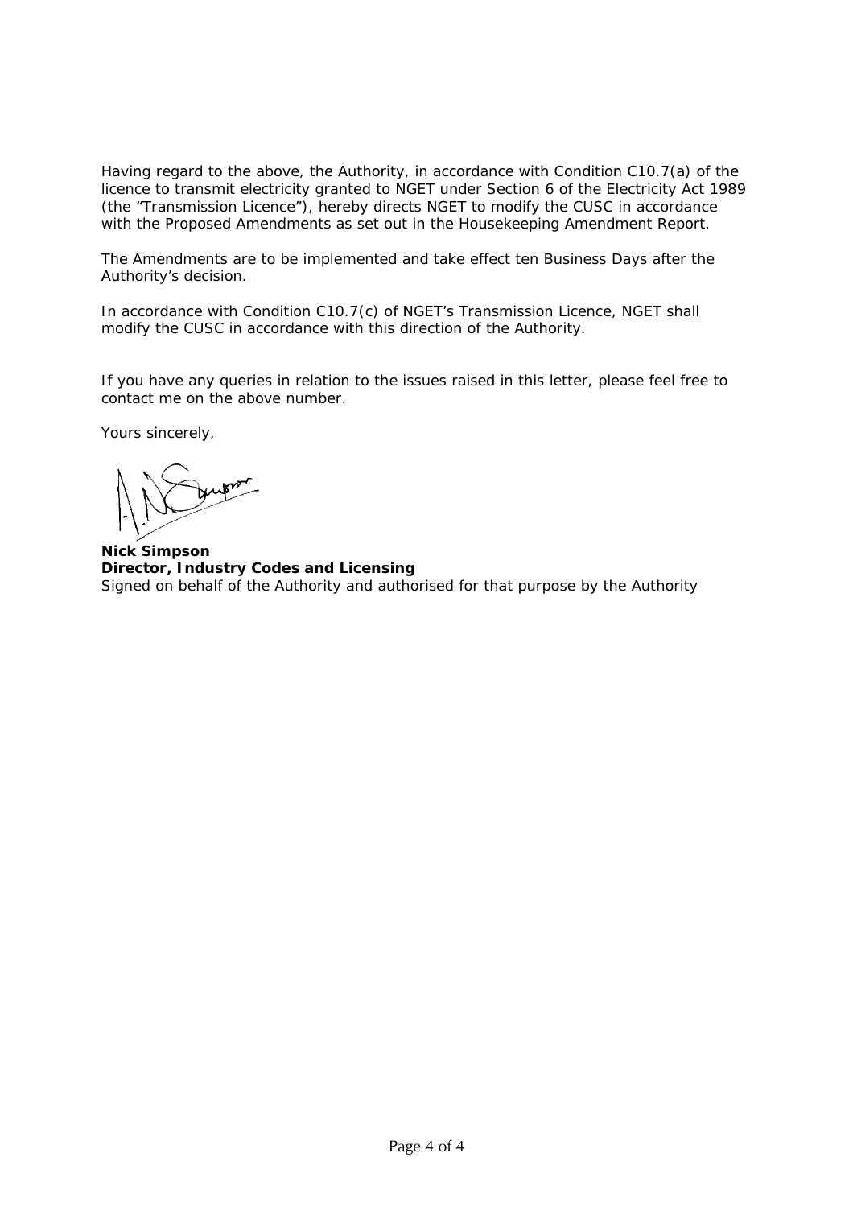Having regard to the above, the Authority, in accordance with Condition C10.7(a) of the licence to transmit electricity granted to NGET under Section 6 of the Electricity Act 1989 (the "Transmission Licence"), hereby directs NGET to modify the CUSC in accordance with the Proposed Amendments as set out in the Housekeeping Amendment Report.

The Amendments are to be implemented and take effect ten Business Days after the Authority's decision.

In accordance with Condition C10.7(c) of NGET's Transmission Licence, NGET shall modify the CUSC in accordance with this direction of the Authority.

If you have any queries in relation to the issues raised in this letter, please feel free to contact me on the above number.

Yours sincerely,

**Nick Simpson**
**Director, Industry Codes and Licensing**
Signed on behalf of the Authority and authorised for that purpose by the Authority